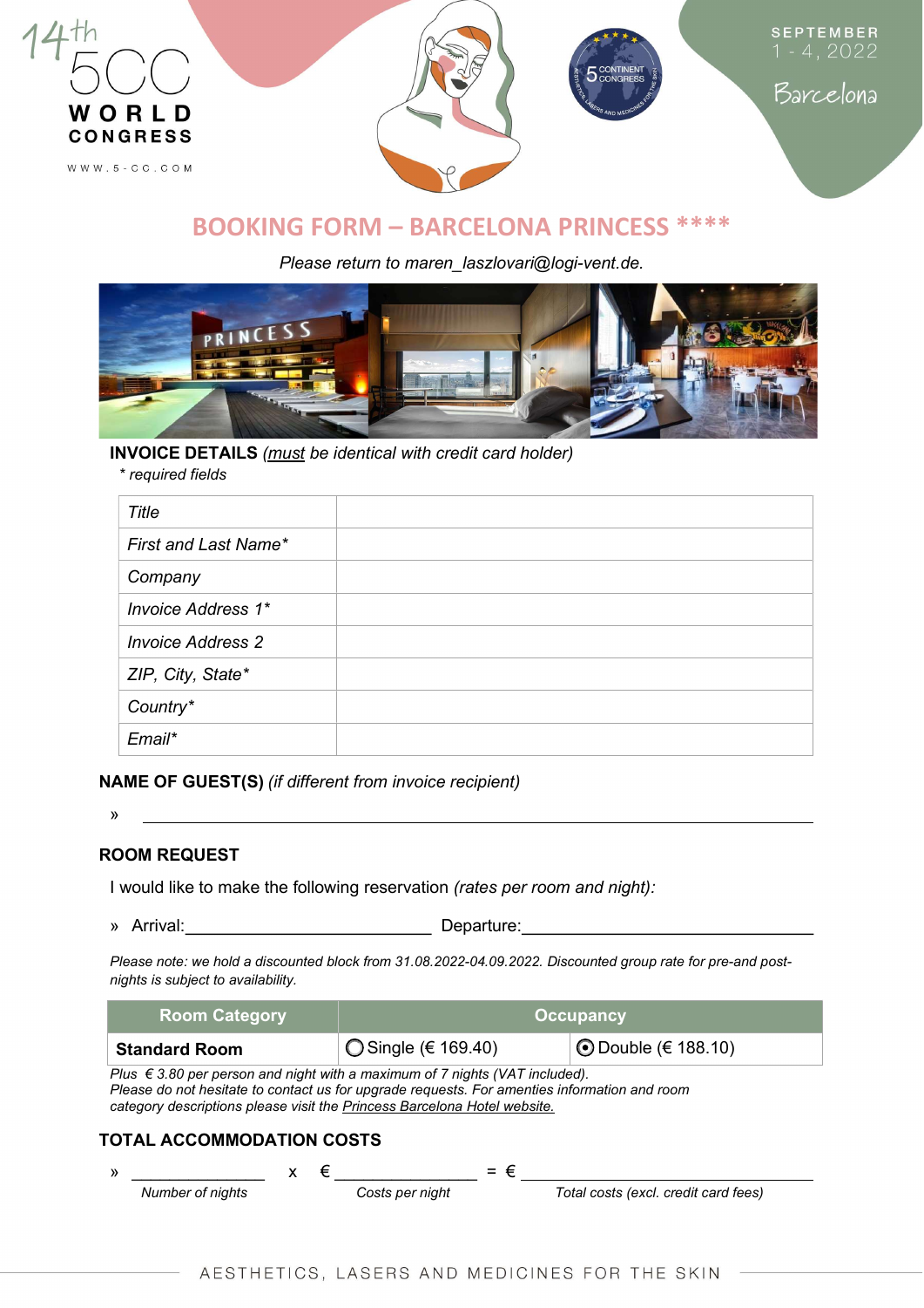14th 5CC WORLD CONGRESS

WWW.5-CC.COM

SEPTEMBER 1 - 4, 2022

Barcelona

# BOOKING FORM – BARCELONA PRINCESS ****

*Please return to maren_laszlovari@logi-vent.de.*

**INVOICE DETAILS** *(must be identical with credit card holder)*

*\* required fields*

| | |
|---|---|
| *Title* | |
| *First and Last Name\** | |
| *Company* | |
| *Invoice Address 1\** | |
| *Invoice Address 2* | |
| *ZIP, City, State\** | |
| *Country\** | |
| *Email\** | |

**NAME OF GUEST(S)** *(if different from invoice recipient)*

» ______________________________

## ROOM REQUEST

I would like to make the following reservation *(rates per room and night):*

» Arrival:______________________ Departure:______________________

*Please note: we hold a discounted block from 31.08.2022-04.09.2022. Discounted group rate for pre-and post-nights is subject to availability.*

| Room Category | Occupancy | |
|---|---|---|
| **Standard Room** | ◯ Single (€ 169.40) | ◉ Double (€ 188.10) |

*Plus € 3.80 per person and night with a maximum of 7 nights (VAT included).*
*Please do not hesitate to contact us for upgrade requests. For amenties information and room category descriptions please visit the Princess Barcelona Hotel website.*

## TOTAL ACCOMMODATION COSTS

» ____________ x € ____________ = € ____________

*Number of nights* — *Costs per night* — *Total costs (excl. credit card fees)*

AESTHETICS, LASERS AND MEDICINES FOR THE SKIN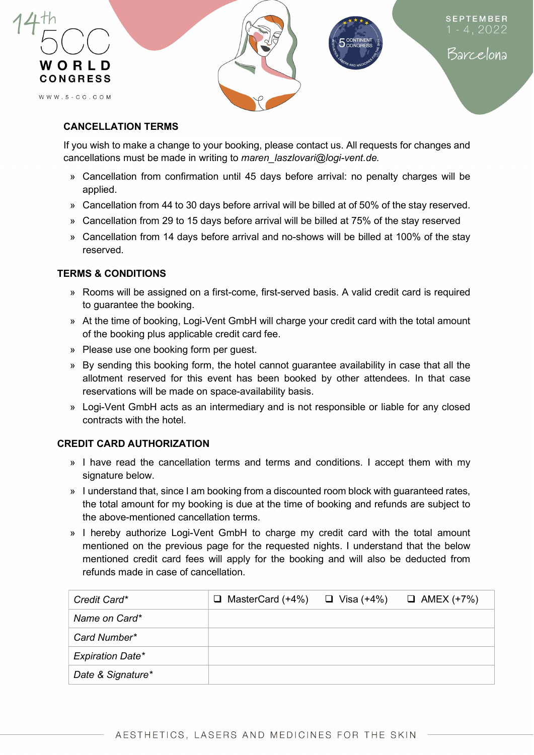## CANCELLATION TERMS

If you wish to make a change to your booking, please contact us. All requests for changes and cancellations must be made in writing to *maren_laszlovari@logi-vent.de.*

- Cancellation from confirmation until 45 days before arrival: no penalty charges will be applied.
- Cancellation from 44 to 30 days before arrival will be billed at of 50% of the stay reserved.
- Cancellation from 29 to 15 days before arrival will be billed at 75% of the stay reserved
- Cancellation from 14 days before arrival and no-shows will be billed at 100% of the stay reserved.

## TERMS & CONDITIONS

- Rooms will be assigned on a first-come, first-served basis. A valid credit card is required to guarantee the booking.
- At the time of booking, Logi-Vent GmbH will charge your credit card with the total amount of the booking plus applicable credit card fee.
- Please use one booking form per guest.
- By sending this booking form, the hotel cannot guarantee availability in case that all the allotment reserved for this event has been booked by other attendees. In that case reservations will be made on space-availability basis.
- Logi-Vent GmbH acts as an intermediary and is not responsible or liable for any closed contracts with the hotel.

## CREDIT CARD AUTHORIZATION

- I have read the cancellation terms and terms and conditions. I accept them with my signature below.
- I understand that, since I am booking from a discounted room block with guaranteed rates, the total amount for my booking is due at the time of booking and refunds are subject to the above-mentioned cancellation terms.
- I hereby authorize Logi-Vent GmbH to charge my credit card with the total amount mentioned on the previous page for the requested nights. I understand that the below mentioned credit card fees will apply for the booking and will also be deducted from refunds made in case of cancellation.

| | |
|---|---|
| *Credit Card** | ☐ MasterCard (+4%) ☐ Visa (+4%) ☐ AMEX (+7%) |
| *Name on Card** | |
| *Card Number** | |
| *Expiration Date** | |
| *Date & Signature** | |